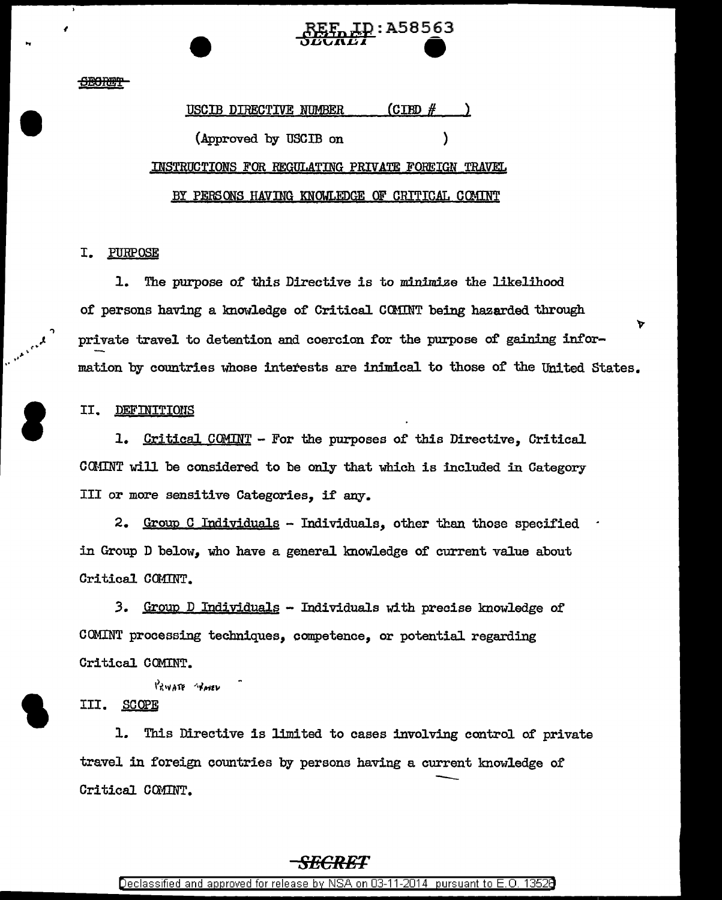SECRET

USCIB DIRECTIVE NUMBER (CIBD # )

(Approved by USCIB on )

## INSTRUCTIONS FOR REGULATING PRIVATE FOREIGN TRAVEL BY PERSONS HAVING KNOWLEDGE OF CRITICAL COMINT

### I. PURPOSE

1. The purpose of this Directive is to minimize the likelihood of persons having a knowledge of Critical COMINT being hazarded through private travel to detention and coercion for the purpose of gaining information by countries whose interests are inimical to those of the United States.

### II. DEFINITIONS

1. Critical COMINT - For the purposes of this Directive, Critical COMINT will be considered to be only that which is included in Category III or more sensitive Categories, if any.

2. Group C Individuals - Individuals, other than those specified in Group D below, who have a general knowledge of current value about Critical COMINT.

3. Group D Individuals - Individuals with precise knowledge of COMINT processing techniques, competence, or potential regarding Critical COMINT.

Private Travel

### III. SCOPE

1. This Directive is limited to cases involving control of private travel in foreign countries by persons having a current knowledge of Critical COMINT.

SECRET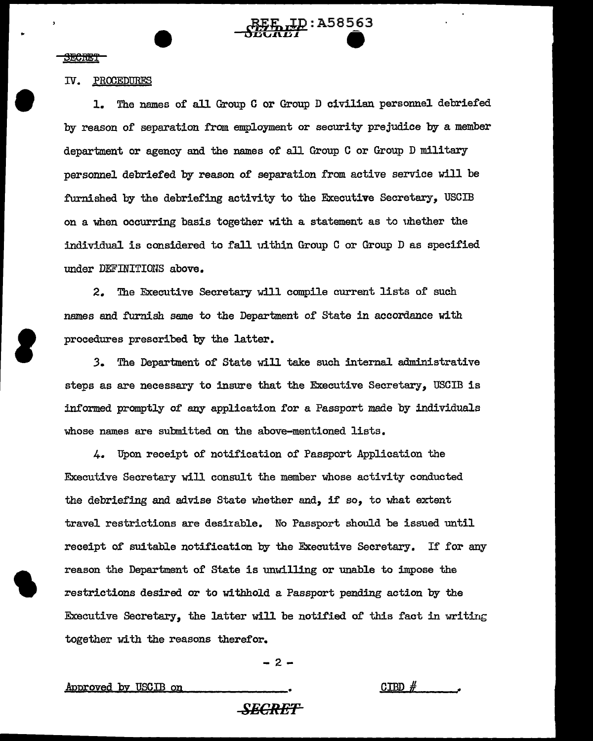SECRET

IV. PROCEDURES

1. The names of all Group C or Group D civilian personnel debriefed by reason of separation from employment or security prejudice by a member department or agency and the names of all Group C or Group D military personnel debriefed by reason of separation from active service will be furnished by the debriefing activity to the Executive Secretary, USCIB on a when occurring basis together with a statement as to whether the individual is considered to fall within Group C or Group D as specified under DEFINITIONS above.

2. The Executive Secretary will compile current lists of such names and furnish same to the Department of State in accordance with procedures prescribed by the latter.

3. The Department of State will take such internal administrative steps as are necessary to insure that the Executive Secretary, USCIB is informed promptly of any application for a Passport made by individuals whose names are submitted on the above-mentioned lists.

4. Upon receipt of notification of Passport Application the Executive Secretary will consult the member whose activity conducted the debriefing and advise State whether and, if so, to what extent travel restrictions are desirable. No Passport should be issued until receipt of suitable notification by the Executive Secretary. If for any reason the Department of State is unwilling or unable to impose the restrictions desired or to withhold a Passport pending action by the Executive Secretary, the latter will be notified of this fact in writing together with the reasons therefor.

Approved by USCIB on \_\_\_\_\_\_\_\_\_\_\_\_\_\_.     CIBD # \_\_\_\_\_.

SECRET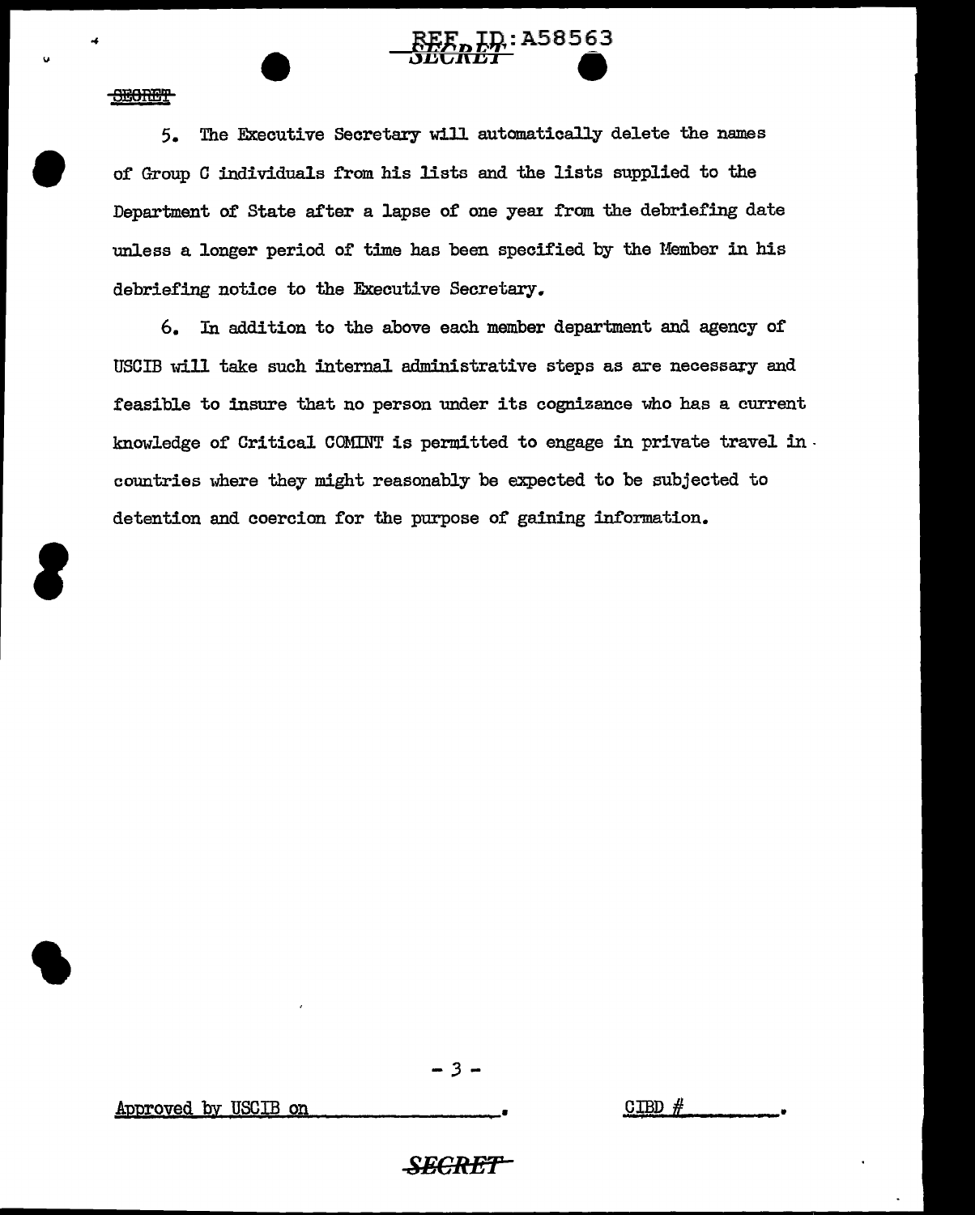5. The Executive Secretary will automatically delete the names of Group C individuals from his lists and the lists supplied to the Department of State after a lapse of one year from the debriefing date unless a longer period of time has been specified by the Member in his debriefing notice to the Executive Secretary.

6. In addition to the above each member department and agency of USCIB will take such internal administrative steps as are necessary and feasible to insure that no person under its cognizance who has a current knowledge of Critical COMINT is permitted to engage in private travel in countries where they might reasonably be expected to be subjected to detention and coercion for the purpose of gaining information.

Approved by USCIB on \_\_\_\_\_\_\_\_\_\_\_\_\_\_\_\_.   CIBD # \_\_\_\_\_\_\_\_.